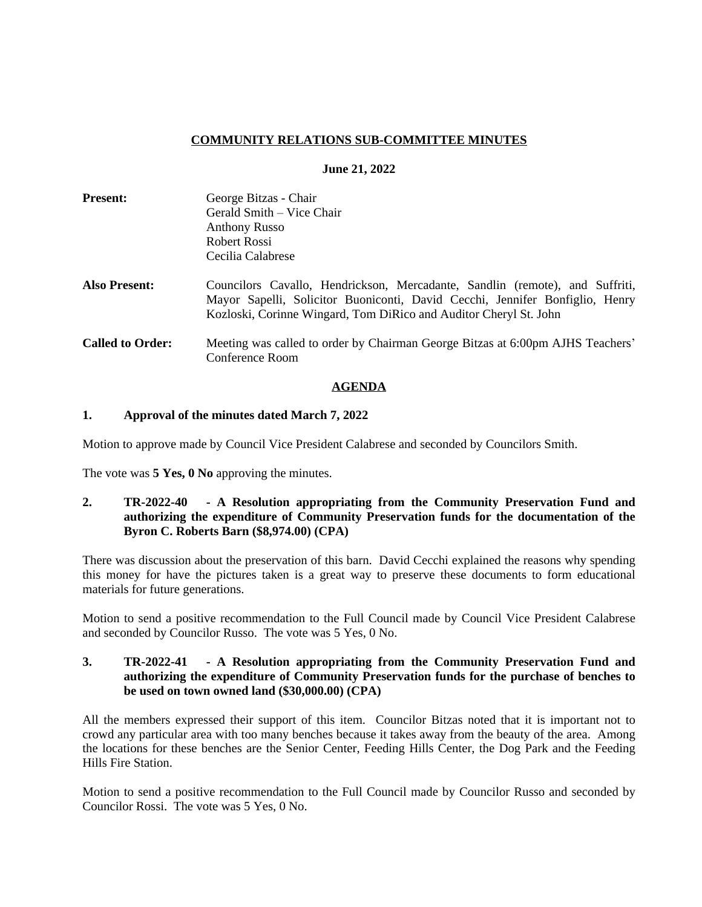# COMMUNITY RELATIONS SUB-COMMITTEE MINUTES

**June 21, 2022**

**Present:** George Bitzas - Chair
Gerald Smith – Vice Chair
Anthony Russo
Robert Rossi
Cecilia Calabrese

**Also Present:** Councilors Cavallo, Hendrickson, Mercadante, Sandlin (remote), and Suffriti, Mayor Sapelli, Solicitor Buoniconti, David Cecchi, Jennifer Bonfiglio, Henry Kozloski, Corinne Wingard, Tom DiRico and Auditor Cheryl St. John

**Called to Order:** Meeting was called to order by Chairman George Bitzas at 6:00pm AJHS Teachers' Conference Room

## AGENDA

**1. Approval of the minutes dated March 7, 2022**

Motion to approve made by Council Vice President Calabrese and seconded by Councilors Smith.

The vote was **5 Yes, 0 No** approving the minutes.

**2. TR-2022-40 - A Resolution appropriating from the Community Preservation Fund and authorizing the expenditure of Community Preservation funds for the documentation of the Byron C. Roberts Barn ($8,974.00) (CPA)**

There was discussion about the preservation of this barn. David Cecchi explained the reasons why spending this money for have the pictures taken is a great way to preserve these documents to form educational materials for future generations.

Motion to send a positive recommendation to the Full Council made by Council Vice President Calabrese and seconded by Councilor Russo. The vote was 5 Yes, 0 No.

**3. TR-2022-41 - A Resolution appropriating from the Community Preservation Fund and authorizing the expenditure of Community Preservation funds for the purchase of benches to be used on town owned land ($30,000.00) (CPA)**

All the members expressed their support of this item. Councilor Bitzas noted that it is important not to crowd any particular area with too many benches because it takes away from the beauty of the area. Among the locations for these benches are the Senior Center, Feeding Hills Center, the Dog Park and the Feeding Hills Fire Station.

Motion to send a positive recommendation to the Full Council made by Councilor Russo and seconded by Councilor Rossi. The vote was 5 Yes, 0 No.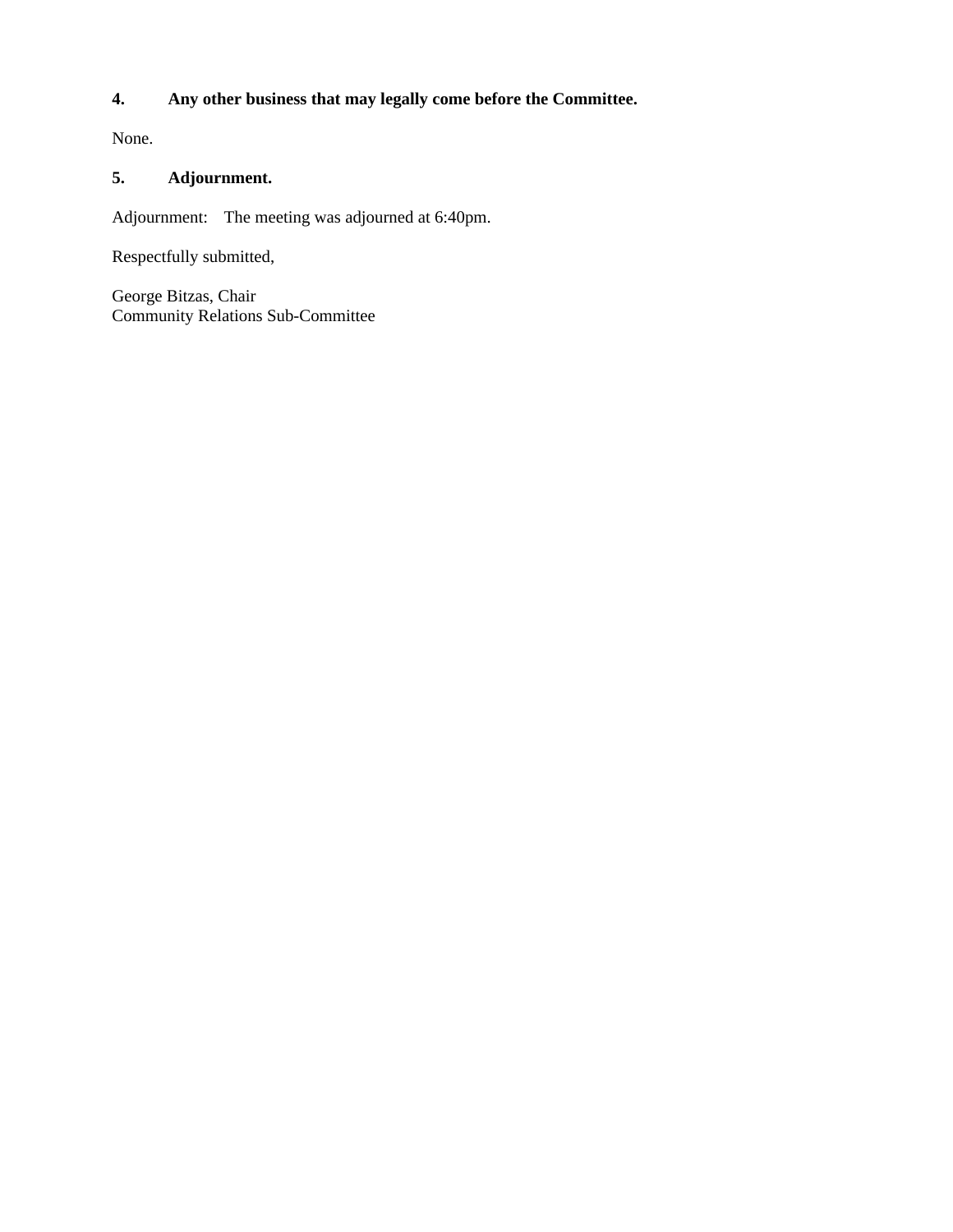**4. Any other business that may legally come before the Committee.**

None.

**5. Adjournment.**

Adjournment: The meeting was adjourned at 6:40pm.

Respectfully submitted,

George Bitzas, Chair
Community Relations Sub-Committee